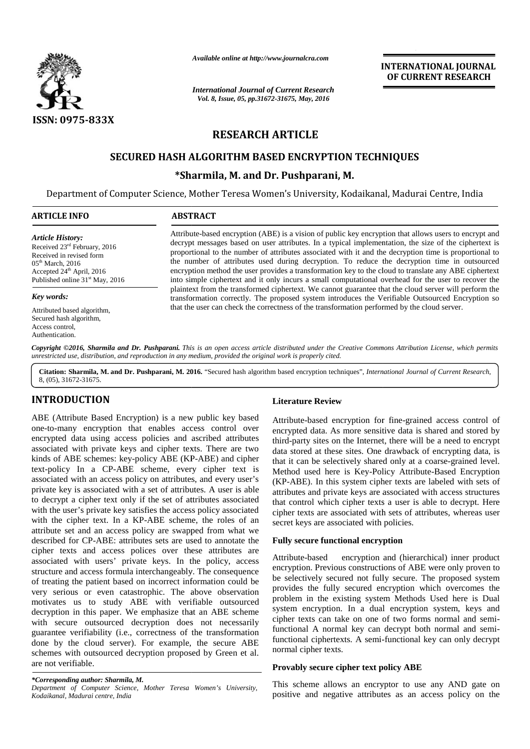*Available online at http://www.journalcra.com*

*International Journal of Current Research*
*Vol. 8, Issue, 05, pp.31672-31675, May, 2016*

**INTERNATIONAL JOURNAL OF CURRENT RESEARCH**

**ISSN: 0975-833X**

# RESEARCH ARTICLE

# SECURED HASH ALGORITHM BASED ENCRYPTION TECHNIQUES

**\*Sharmila, M. and Dr. Pushparani, M.**

Department of Computer Science, Mother Teresa Women's University, Kodaikanal, Madurai Centre, India

## ARTICLE INFO

*Article History:*
Received 23rd February, 2016
Received in revised form
05th March, 2016
Accepted 24th April, 2016
Published online 31st May, 2016

*Key words:*

Attributed based algorithm,
Secured hash algorithm,
Access control,
Authentication.

## ABSTRACT

Attribute-based encryption (ABE) is a vision of public key encryption that allows users to encrypt and decrypt messages based on user attributes. In a typical implementation, the size of the ciphertext is proportional to the number of attributes associated with it and the decryption time is proportional to the number of attributes used during decryption. To reduce the decryption time in outsourced encryption method the user provides a transformation key to the cloud to translate any ABE ciphertext into simple ciphertext and it only incurs a small computational overhead for the user to recover the plaintext from the transformed ciphertext. We cannot guarantee that the cloud server will perform the transformation correctly. The proposed system introduces the Verifiable Outsourced Encryption so that the user can check the correctness of the transformation performed by the cloud server.

***Copyright ©2016, Sharmila and Dr. Pushparani.*** *This is an open access article distributed under the Creative Commons Attribution License, which permits unrestricted use, distribution, and reproduction in any medium, provided the original work is properly cited.*

**Citation: Sharmila, M. and Dr. Pushparani, M. 2016.** "Secured hash algorithm based encryption techniques", *International Journal of Current Research,* 8, (05), 31672-31675.

## INTRODUCTION

ABE (Attribute Based Encryption) is a new public key based one-to-many encryption that enables access control over encrypted data using access policies and ascribed attributes associated with private keys and cipher texts. There are two kinds of ABE schemes: key-policy ABE (KP-ABE) and cipher text-policy In a CP-ABE scheme, every cipher text is associated with an access policy on attributes, and every user's private key is associated with a set of attributes. A user is able to decrypt a cipher text only if the set of attributes associated with the user's private key satisfies the access policy associated with the cipher text. In a KP-ABE scheme, the roles of an attribute set and an access policy are swapped from what we described for CP-ABE: attributes sets are used to annotate the cipher texts and access polices over these attributes are associated with users' private keys. In the policy, access structure and access formula interchangeably. The consequence of treating the patient based on incorrect information could be very serious or even catastrophic. The above observation motivates us to study ABE with verifiable outsourced decryption in this paper. We emphasize that an ABE scheme with secure outsourced decryption does not necessarily guarantee verifiability (i.e., correctness of the transformation done by the cloud server). For example, the secure ABE schemes with outsourced decryption proposed by Green et al. are not verifiable.

*\*Corresponding author: Sharmila, M.*
*Department of Computer Science, Mother Teresa Women's University, Kodaikanal, Madurai centre, India*

### Literature Review

Attribute-based encryption for fine-grained access control of encrypted data. As more sensitive data is shared and stored by third-party sites on the Internet, there will be a need to encrypt data stored at these sites. One drawback of encrypting data, is that it can be selectively shared only at a coarse-grained level. Method used here is Key-Policy Attribute-Based Encryption (KP-ABE). In this system cipher texts are labeled with sets of attributes and private keys are associated with access structures that control which cipher texts a user is able to decrypt. Here cipher texts are associated with sets of attributes, whereas user secret keys are associated with policies.

### Fully secure functional encryption

Attribute-based encryption and (hierarchical) inner product encryption. Previous constructions of ABE were only proven to be selectively secured not fully secure. The proposed system provides the fully secured encryption which overcomes the problem in the existing system Methods Used here is Dual system encryption. In a dual encryption system, keys and cipher texts can take on one of two forms normal and semi-functional A normal key can decrypt both normal and semi-functional ciphertexts. A semi-functional key can only decrypt normal cipher texts.

### Provably secure cipher text policy ABE

This scheme allows an encryptor to use any AND gate on positive and negative attributes as an access policy on the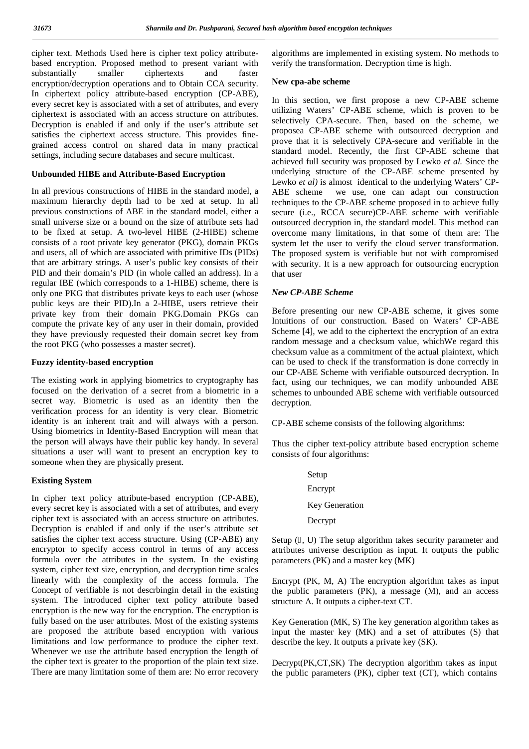cipher text. Methods Used here is cipher text policy attribute-based encryption. Proposed method to present variant with substantially smaller ciphertexts and faster encryption/decryption operations and to Obtain CCA security. In ciphertext policy attribute-based encryption (CP-ABE), every secret key is associated with a set of attributes, and every ciphertext is associated with an access structure on attributes. Decryption is enabled if and only if the user's attribute set satisfies the ciphertext access structure. This provides fine-grained access control on shared data in many practical settings, including secure databases and secure multicast.

### Unbounded HIBE and Attribute-Based Encryption

In all previous constructions of HIBE in the standard model, a maximum hierarchy depth had to be xed at setup. In all previous constructions of ABE in the standard model, either a small universe size or a bound on the size of attribute sets had to be fixed at setup. A two-level HIBE (2-HIBE) scheme consists of a root private key generator (PKG), domain PKGs and users, all of which are associated with primitive IDs (PIDs) that are arbitrary strings. A user's public key consists of their PID and their domain's PID (in whole called an address). In a regular IBE (which corresponds to a 1-HIBE) scheme, there is only one PKG that distributes private keys to each user (whose public keys are their PID).In a 2-HIBE, users retrieve their private key from their domain PKG.Domain PKGs can compute the private key of any user in their domain, provided they have previously requested their domain secret key from the root PKG (who possesses a master secret).

### Fuzzy identity-based encryption

The existing work in applying biometrics to cryptography has focused on the derivation of a secret from a biometric in a secret way. Biometric is used as an identity then the verification process for an identity is very clear. Biometric identity is an inherent trait and will always with a person. Using biometrics in Identity-Based Encryption will mean that the person will always have their public key handy. In several situations a user will want to present an encryption key to someone when they are physically present.

### Existing System

In cipher text policy attribute-based encryption (CP-ABE), every secret key is associated with a set of attributes, and every cipher text is associated with an access structure on attributes. Decryption is enabled if and only if the user's attribute set satisfies the cipher text access structure. Using (CP-ABE) any encryptor to specify access control in terms of any access formula over the attributes in the system. In the existing system, cipher text size, encryption, and decryption time scales linearly with the complexity of the access formula. The Concept of verifiable is not descrbingin detail in the existing system. The introduced cipher text policy attribute based encryption is the new way for the encryption. The encryption is fully based on the user attributes. Most of the existing systems are proposed the attribute based encryption with various limitations and low performance to produce the cipher text. Whenever we use the attribute based encryption the length of the cipher text is greater to the proportion of the plain text size. There are many limitation some of them are: No error recovery algorithms are implemented in existing system. No methods to verify the transformation. Decryption time is high.

### New cpa-abe scheme

In this section, we first propose a new CP-ABE scheme utilizing Waters' CP-ABE scheme, which is proven to be selectively CPA-secure. Then, based on the scheme, we proposea CP-ABE scheme with outsourced decryption and prove that it is selectively CPA-secure and verifiable in the standard model. Recently, the first CP-ABE scheme that achieved full security was proposed by Lewko *et al.* Since the underlying structure of the CP-ABE scheme presented by Lewko *et al)* is almost identical to the underlying Waters' CP-ABE scheme we use, one can adapt our construction techniques to the CP-ABE scheme proposed in to achieve fully secure (i.e., RCCA secure)CP-ABE scheme with verifiable outsourced decryption in, the standard model. This method can overcome many limitations, in that some of them are: The system let the user to verify the cloud server transformation. The proposed system is verifiable but not with compromised with security. It is a new approach for outsourcing encryption that user

### *New CP-ABE Scheme*

Before presenting our new CP-ABE scheme, it gives some Intuitions of our construction. Based on Waters' CP-ABE Scheme [4], we add to the ciphertext the encryption of an extra random message and a checksum value, whichWe regard this checksum value as a commitment of the actual plaintext, which can be used to check if the transformation is done correctly in our CP-ABE Scheme with verifiable outsourced decryption. In fact, using our techniques, we can modify unbounded ABE schemes to unbounded ABE scheme with verifiable outsourced decryption.

CP-ABE scheme consists of the following algorithms:

Thus the cipher text-policy attribute based encryption scheme consists of four algorithms:

- Setup
- Encrypt
- Key Generation
- Decrypt

Setup (, U) The setup algorithm takes security parameter and attributes universe description as input. It outputs the public parameters (PK) and a master key (MK)

Encrypt (PK, M, A) The encryption algorithm takes as input the public parameters (PK), a message (M), and an access structure A. It outputs a cipher-text CT.

Key Generation (MK, S) The key generation algorithm takes as input the master key (MK) and a set of attributes (S) that describe the key. It outputs a private key (SK).

Decrypt(PK,CT,SK) The decryption algorithm takes as input the public parameters (PK), cipher text (CT), which contains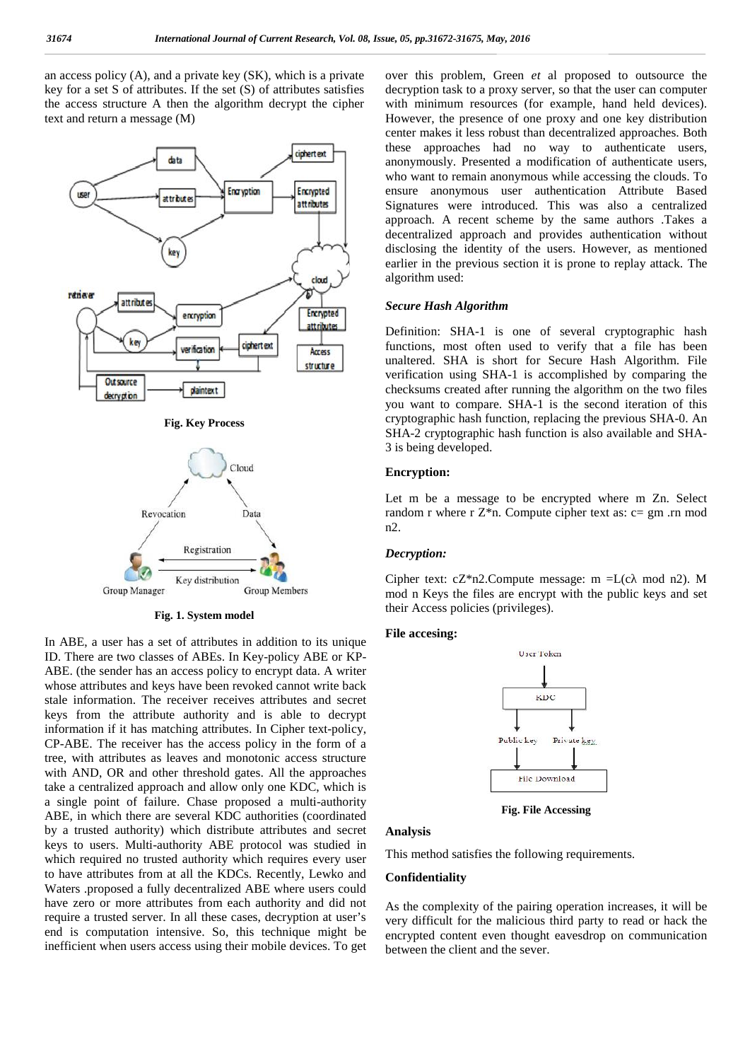an access policy (A), and a private key (SK), which is a private key for a set S of attributes. If the set (S) of attributes satisfies the access structure A then the algorithm decrypt the cipher text and return a message (M)

user
data
attributes
key
Encryption
cipher text
Encrypted attributes
cloud
retriever
attributes
encryption
key
verification
cipher text
Encrypted attributes
Access structure
Outsource decryption
plaintext

**Fig. Key Process**

Cloud
Revocation
Data
Registration
Key distribution
Group Manager
Group Members

**Fig. 1. System model**

In ABE, a user has a set of attributes in addition to its unique ID. There are two classes of ABEs. In Key-policy ABE or KP-ABE. (the sender has an access policy to encrypt data. A writer whose attributes and keys have been revoked cannot write back stale information. The receiver receives attributes and secret keys from the attribute authority and is able to decrypt information if it has matching attributes. In Cipher text-policy, CP-ABE. The receiver has the access policy in the form of a tree, with attributes as leaves and monotonic access structure with AND, OR and other threshold gates. All the approaches take a centralized approach and allow only one KDC, which is a single point of failure. Chase proposed a multi-authority ABE, in which there are several KDC authorities (coordinated by a trusted authority) which distribute attributes and secret keys to users. Multi-authority ABE protocol was studied in which required no trusted authority which requires every user to have attributes from at all the KDCs. Recently, Lewko and Waters .proposed a fully decentralized ABE where users could have zero or more attributes from each authority and did not require a trusted server. In all these cases, decryption at user's end is computation intensive. So, this technique might be inefficient when users access using their mobile devices. To get over this problem, Green *et* al proposed to outsource the decryption task to a proxy server, so that the user can computer with minimum resources (for example, hand held devices). However, the presence of one proxy and one key distribution center makes it less robust than decentralized approaches. Both these approaches had no way to authenticate users, anonymously. Presented a modification of authenticate users, who want to remain anonymous while accessing the clouds. To ensure anonymous user authentication Attribute Based Signatures were introduced. This was also a centralized approach. A recent scheme by the same authors .Takes a decentralized approach and provides authentication without disclosing the identity of the users. However, as mentioned earlier in the previous section it is prone to replay attack. The algorithm used:

### *Secure Hash Algorithm*

Definition: SHA-1 is one of several cryptographic hash functions, most often used to verify that a file has been unaltered. SHA is short for Secure Hash Algorithm. File verification using SHA-1 is accomplished by comparing the checksums created after running the algorithm on the two files you want to compare. SHA-1 is the second iteration of this cryptographic hash function, replacing the previous SHA-0. An SHA-2 cryptographic hash function is also available and SHA-3 is being developed.

### **Encryption:**

Let m be a message to be encrypted where m Zn. Select random r where r Z*n. Compute cipher text as: c= gm .rn mod n2.

### *Decryption:*

Cipher text: cZ*n2.Compute message: m =L(cλ mod n2). M mod n Keys the files are encrypt with the public keys and set their Access policies (privileges).

### **File accesing:**

User Token
KDC
Public key
Private key
File Download

**Fig. File Accessing**

### **Analysis**

This method satisfies the following requirements.

### **Confidentiality**

As the complexity of the pairing operation increases, it will be very difficult for the malicious third party to read or hack the encrypted content even thought eavesdrop on communication between the client and the sever.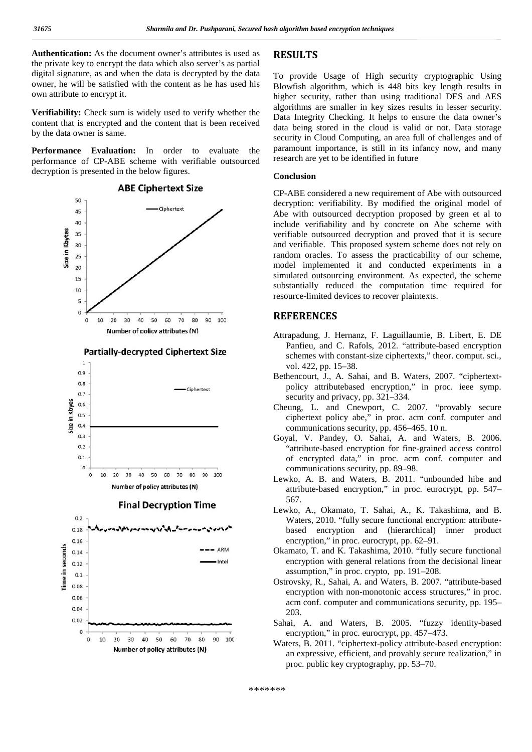**Authentication:** As the document owner's attributes is used as the private key to encrypt the data which also server's as partial digital signature, as and when the data is decrypted by the data owner, he will be satisfied with the content as he has used his own attribute to encrypt it.

**Verifiability:** Check sum is widely used to verify whether the content that is encrypted and the content that is been received by the data owner is same.

**Performance Evaluation:** In order to evaluate the performance of CP-ABE scheme with verifiable outsourced decryption is presented in the below figures.

ABE Ciphertext Size

Ciphertext

Size in Kbytes

0
5
10
15
20
25
30
35
40
45
50

0 10 20 30 40 50 60 70 80 90 100

Number of policy attributes (N)

Partially-decrypted Ciphertext Size

Ciphertext

Size in Kbyes

0
0.1
0.2
0.3
0.4
0.5
0.6
0.7
0.8
0.9
1

0 10 20 30 40 50 60 70 80 90 100

Number of policy attributes (N)

Final Decryption Time

ARM

Intel

Time in seconds

0
0.02
0.04
0.06
0.08
0.1
0.12
0.14
0.16
0.18
0.2

0 10 20 30 40 50 60 70 80 90 100

Number of policy attributes (N)

## RESULTS

To provide Usage of High security cryptographic Using Blowfish algorithm, which is 448 bits key length results in higher security, rather than using traditional DES and AES algorithms are smaller in key sizes results in lesser security. Data Integrity Checking. It helps to ensure the data owner's data being stored in the cloud is valid or not. Data storage security in Cloud Computing, an area full of challenges and of paramount importance, is still in its infancy now, and many research are yet to be identified in future

### Conclusion

CP-ABE considered a new requirement of Abe with outsourced decryption: verifiability. By modified the original model of Abe with outsourced decryption proposed by green et al to include verifiability and by concrete on Abe scheme with verifiable outsourced decryption and proved that it is secure and verifiable. This proposed system scheme does not rely on random oracles. To assess the practicability of our scheme, model implemented it and conducted experiments in a simulated outsourcing environment. As expected, the scheme substantially reduced the computation time required for resource-limited devices to recover plaintexts.

## REFERENCES

Attrapadung, J. Hernanz, F. Laguillaumie, B. Libert, E. DE Panfieu, and C. Rafols, 2012. "attribute-based encryption schemes with constant-size ciphertexts," theor. comput. sci., vol. 422, pp. 15–38.

Bethencourt, J., A. Sahai, and B. Waters, 2007. "ciphertext-policy attributebased encryption," in proc. ieee symp. security and privacy, pp. 321–334.

Cheung, L. and Cnewport, C. 2007. "provably secure ciphertext policy abe," in proc. acm conf. computer and communications security, pp. 456–465. 10 n.

Goyal, V. Pandey, O. Sahai, A. and Waters, B. 2006. "attribute-based encryption for fine-grained access control of encrypted data," in proc. acm conf. computer and communications security, pp. 89–98.

Lewko, A. B. and Waters, B. 2011. "unbounded hibe and attribute-based encryption," in proc. eurocrypt, pp. 547–567.

Lewko, A., Okamato, T. Sahai, A., K. Takashima, and B. Waters, 2010. "fully secure functional encryption: attribute-based encryption and (hierarchical) inner product encryption," in proc. eurocrypt, pp. 62–91.

Okamato, T. and K. Takashima, 2010. "fully secure functional encryption with general relations from the decisional linear assumption," in proc. crypto, pp. 191–208.

Ostrovsky, R., Sahai, A. and Waters, B. 2007. "attribute-based encryption with non-monotonic access structures," in proc. acm conf. computer and communications security, pp. 195–203.

Sahai, A. and Waters, B. 2005. "fuzzy identity-based encryption," in proc. eurocrypt, pp. 457–473.

Waters, B. 2011. "ciphertext-policy attribute-based encryption: an expressive, efficient, and provably secure realization," in proc. public key cryptography, pp. 53–70.

*******